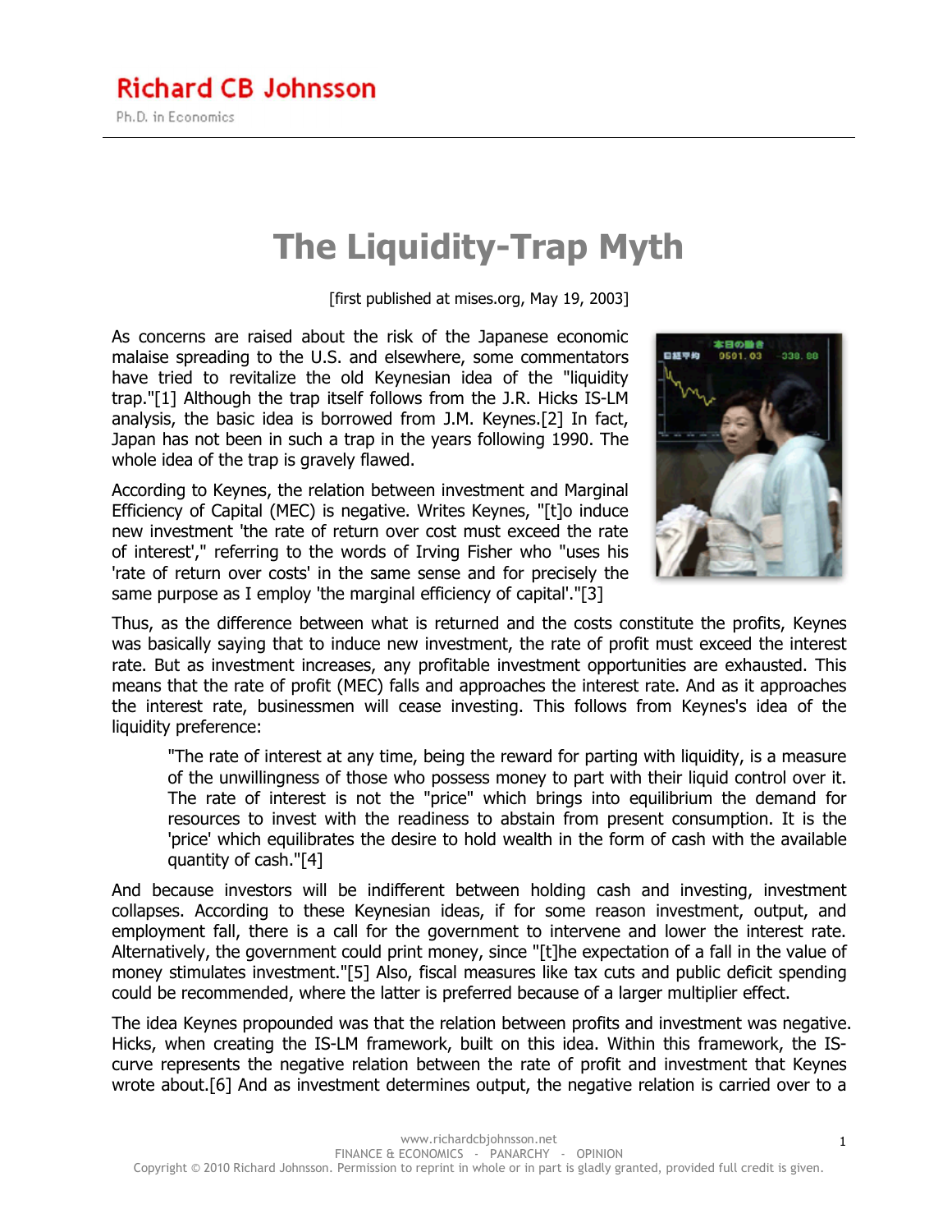Richard CB Johnsson

Ph.D. in Economics

# The Liquidity-Trap Myth

[first published at mises.org, May 19, 2003]

As concerns are raised about the risk of the Japanese economic malaise spreading to the U.S. and elsewhere, some commentators have tried to revitalize the old Keynesian idea of the "liquidity trap."[1] Although the trap itself follows from the J.R. Hicks IS-LM analysis, the basic idea is borrowed from J.M. Keynes.[2] In fact, Japan has not been in such a trap in the years following 1990. The whole idea of the trap is gravely flawed.

According to Keynes, the relation between investment and Marginal Efficiency of Capital (MEC) is negative. Writes Keynes, "[t]o induce new investment 'the rate of return over cost must exceed the rate of interest'," referring to the words of Irving Fisher who "uses his 'rate of return over costs' in the same sense and for precisely the same purpose as I employ 'the marginal efficiency of capital'."[3]

Thus, as the difference between what is returned and the costs constitute the profits, Keynes was basically saying that to induce new investment, the rate of profit must exceed the interest rate. But as investment increases, any profitable investment opportunities are exhausted. This means that the rate of profit (MEC) falls and approaches the interest rate. And as it approaches the interest rate, businessmen will cease investing. This follows from Keynes's idea of the liquidity preference:

> "The rate of interest at any time, being the reward for parting with liquidity, is a measure of the unwillingness of those who possess money to part with their liquid control over it. The rate of interest is not the "price" which brings into equilibrium the demand for resources to invest with the readiness to abstain from present consumption. It is the 'price' which equilibrates the desire to hold wealth in the form of cash with the available quantity of cash."[4]

And because investors will be indifferent between holding cash and investing, investment collapses. According to these Keynesian ideas, if for some reason investment, output, and employment fall, there is a call for the government to intervene and lower the interest rate. Alternatively, the government could print money, since "[t]he expectation of a fall in the value of money stimulates investment."[5] Also, fiscal measures like tax cuts and public deficit spending could be recommended, where the latter is preferred because of a larger multiplier effect.

The idea Keynes propounded was that the relation between profits and investment was negative. Hicks, when creating the IS-LM framework, built on this idea. Within this framework, the IS-curve represents the negative relation between the rate of profit and investment that Keynes wrote about.[6] And as investment determines output, the negative relation is carried over to a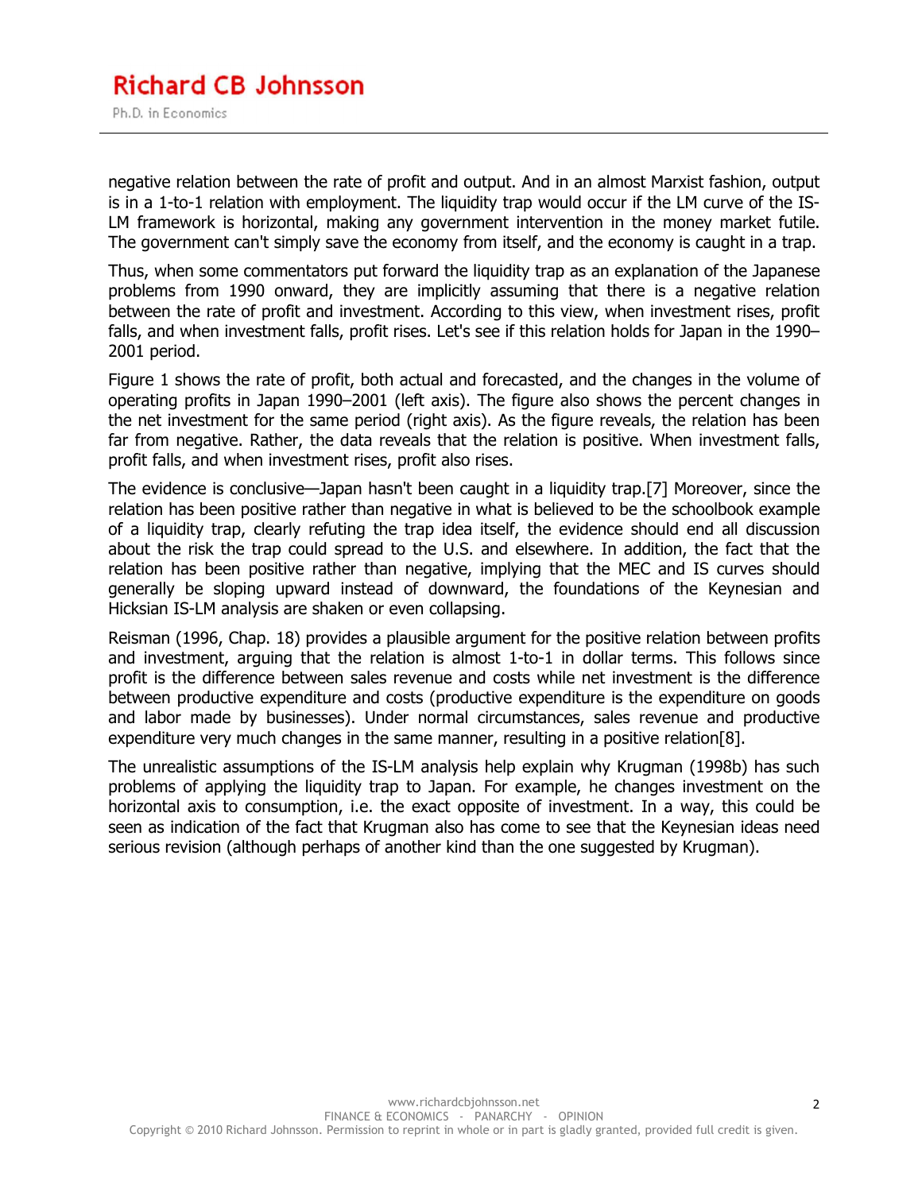negative relation between the rate of profit and output. And in an almost Marxist fashion, output is in a 1-to-1 relation with employment. The liquidity trap would occur if the LM curve of the IS-LM framework is horizontal, making any government intervention in the money market futile. The government can't simply save the economy from itself, and the economy is caught in a trap.

Thus, when some commentators put forward the liquidity trap as an explanation of the Japanese problems from 1990 onward, they are implicitly assuming that there is a negative relation between the rate of profit and investment. According to this view, when investment rises, profit falls, and when investment falls, profit rises. Let's see if this relation holds for Japan in the 1990–2001 period.

Figure 1 shows the rate of profit, both actual and forecasted, and the changes in the volume of operating profits in Japan 1990–2001 (left axis). The figure also shows the percent changes in the net investment for the same period (right axis). As the figure reveals, the relation has been far from negative. Rather, the data reveals that the relation is positive. When investment falls, profit falls, and when investment rises, profit also rises.

The evidence is conclusive—Japan hasn't been caught in a liquidity trap.[7] Moreover, since the relation has been positive rather than negative in what is believed to be the schoolbook example of a liquidity trap, clearly refuting the trap idea itself, the evidence should end all discussion about the risk the trap could spread to the U.S. and elsewhere. In addition, the fact that the relation has been positive rather than negative, implying that the MEC and IS curves should generally be sloping upward instead of downward, the foundations of the Keynesian and Hicksian IS-LM analysis are shaken or even collapsing.

Reisman (1996, Chap. 18) provides a plausible argument for the positive relation between profits and investment, arguing that the relation is almost 1-to-1 in dollar terms. This follows since profit is the difference between sales revenue and costs while net investment is the difference between productive expenditure and costs (productive expenditure is the expenditure on goods and labor made by businesses). Under normal circumstances, sales revenue and productive expenditure very much changes in the same manner, resulting in a positive relation[8].

The unrealistic assumptions of the IS-LM analysis help explain why Krugman (1998b) has such problems of applying the liquidity trap to Japan. For example, he changes investment on the horizontal axis to consumption, i.e. the exact opposite of investment. In a way, this could be seen as indication of the fact that Krugman also has come to see that the Keynesian ideas need serious revision (although perhaps of another kind than the one suggested by Krugman).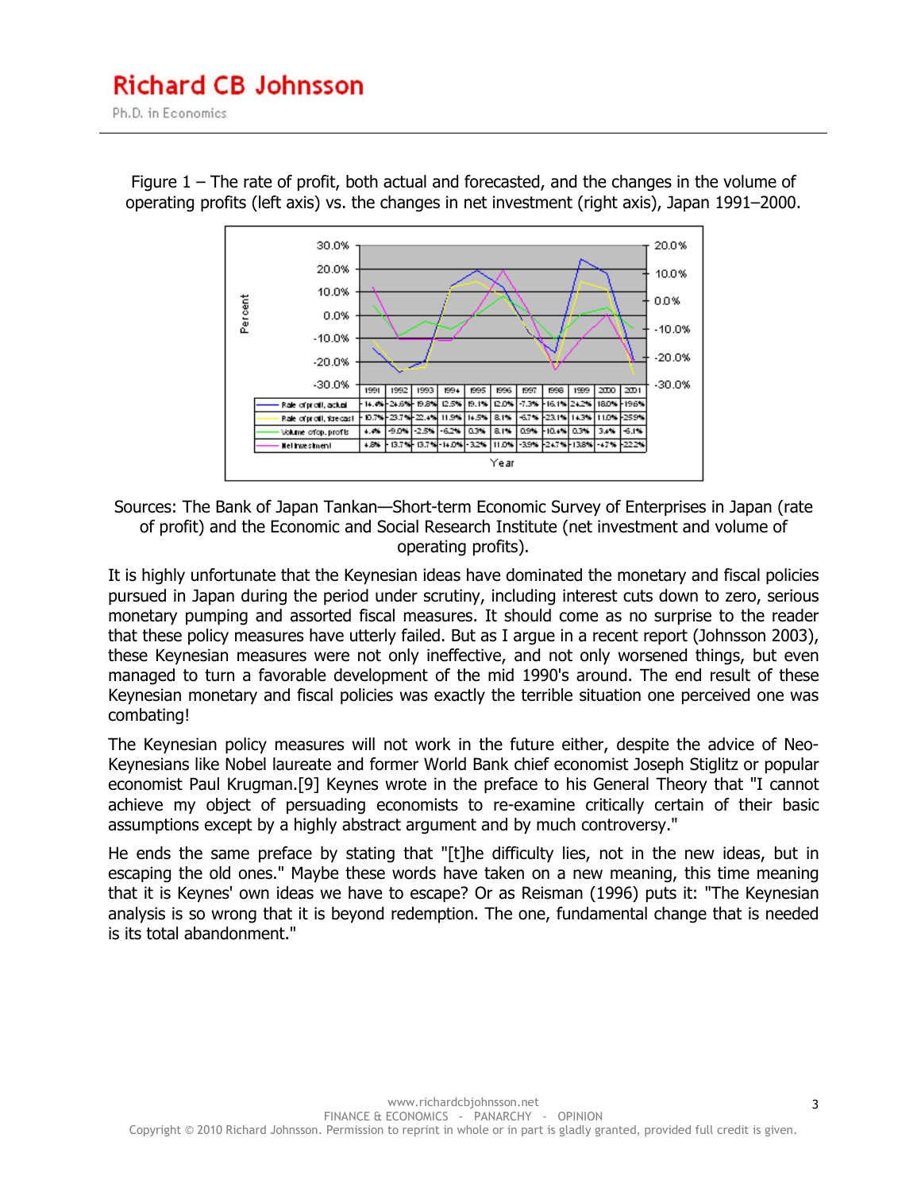Figure 1 – The rate of profit, both actual and forecasted, and the changes in the volume of operating profits (left axis) vs. the changes in net investment (right axis), Japan 1991–2000.

| | 1991 | 1992 | 1993 | 1994 | 1995 | 1996 | 1997 | 1998 | 1999 | 2000 | 2001 |
|---|---|---|---|---|---|---|---|---|---|---|---|
| Rate of profit, actual | -14.4% | -24.6% | -19.8% | 12.5% | 19.1% | 12.0% | -7.3% | -16.1% | 24.2% | 18.0% | -19.6% |
| Rate of profit, forecast | -10.7% | -23.7% | -22.4% | 11.9% | 14.5% | 8.1% | -6.7% | -23.1% | 14.3% | 11.0% | -25.9% |
| Volume of op. profits | 4.4% | -9.0% | -2.5% | -6.2% | 0.3% | 8.1% | 0.9% | -10.4% | 0.3% | 3.4% | -6.1% |
| Net investment | 4.8% | -13.7% | -13.7% | -14.0% | -3.2% | 11.0% | -3.9% | -24.7% | -13.8% | -4.7% | -22.2% |

Sources: The Bank of Japan Tankan—Short-term Economic Survey of Enterprises in Japan (rate of profit) and the Economic and Social Research Institute (net investment and volume of operating profits).

It is highly unfortunate that the Keynesian ideas have dominated the monetary and fiscal policies pursued in Japan during the period under scrutiny, including interest cuts down to zero, serious monetary pumping and assorted fiscal measures. It should come as no surprise to the reader that these policy measures have utterly failed. But as I argue in a recent report (Johnsson 2003), these Keynesian measures were not only ineffective, and not only worsened things, but even managed to turn a favorable development of the mid 1990's around. The end result of these Keynesian monetary and fiscal policies was exactly the terrible situation one perceived one was combating!

The Keynesian policy measures will not work in the future either, despite the advice of Neo-Keynesians like Nobel laureate and former World Bank chief economist Joseph Stiglitz or popular economist Paul Krugman.[9] Keynes wrote in the preface to his General Theory that "I cannot achieve my object of persuading economists to re-examine critically certain of their basic assumptions except by a highly abstract argument and by much controversy."

He ends the same preface by stating that "[t]he difficulty lies, not in the new ideas, but in escaping the old ones." Maybe these words have taken on a new meaning, this time meaning that it is Keynes' own ideas we have to escape? Or as Reisman (1996) puts it: "The Keynesian analysis is so wrong that it is beyond redemption. The one, fundamental change that is needed is its total abandonment."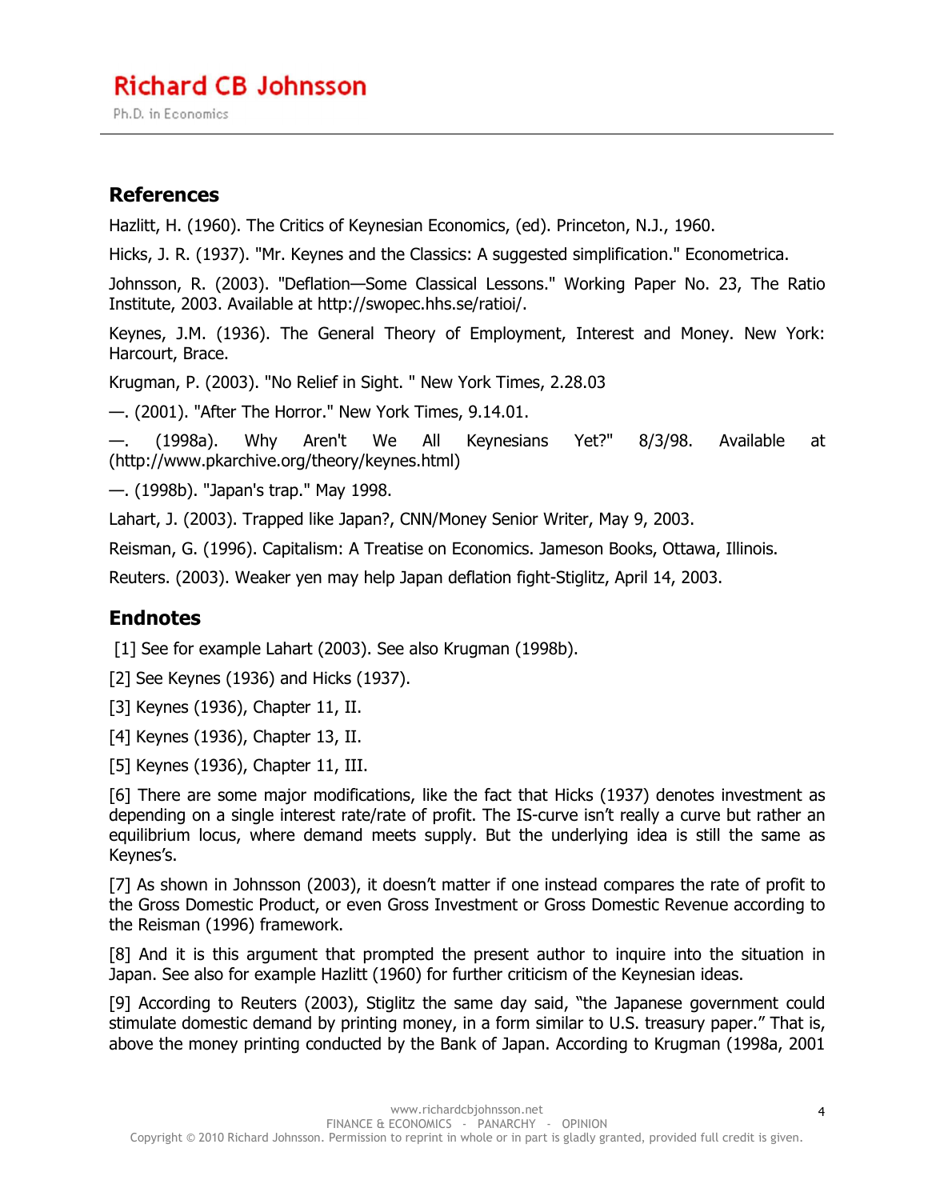## References

Hazlitt, H. (1960). The Critics of Keynesian Economics, (ed). Princeton, N.J., 1960.

Hicks, J. R. (1937). "Mr. Keynes and the Classics: A suggested simplification." Econometrica.

Johnsson, R. (2003). "Deflation—Some Classical Lessons." Working Paper No. 23, The Ratio Institute, 2003. Available at http://swopec.hhs.se/ratioi/.

Keynes, J.M. (1936). The General Theory of Employment, Interest and Money. New York: Harcourt, Brace.

Krugman, P. (2003). "No Relief in Sight. " New York Times, 2.28.03

—. (2001). "After The Horror." New York Times, 9.14.01.

—. (1998a). Why Aren't We All Keynesians Yet?" 8/3/98. Available at (http://www.pkarchive.org/theory/keynes.html)

—. (1998b). "Japan's trap." May 1998.

Lahart, J. (2003). Trapped like Japan?, CNN/Money Senior Writer, May 9, 2003.

Reisman, G. (1996). Capitalism: A Treatise on Economics. Jameson Books, Ottawa, Illinois.

Reuters. (2003). Weaker yen may help Japan deflation fight-Stiglitz, April 14, 2003.

## Endnotes

[1] See for example Lahart (2003). See also Krugman (1998b).

[2] See Keynes (1936) and Hicks (1937).

[3] Keynes (1936), Chapter 11, II.

[4] Keynes (1936), Chapter 13, II.

[5] Keynes (1936), Chapter 11, III.

[6] There are some major modifications, like the fact that Hicks (1937) denotes investment as depending on a single interest rate/rate of profit. The IS-curve isn't really a curve but rather an equilibrium locus, where demand meets supply. But the underlying idea is still the same as Keynes's.

[7] As shown in Johnsson (2003), it doesn't matter if one instead compares the rate of profit to the Gross Domestic Product, or even Gross Investment or Gross Domestic Revenue according to the Reisman (1996) framework.

[8] And it is this argument that prompted the present author to inquire into the situation in Japan. See also for example Hazlitt (1960) for further criticism of the Keynesian ideas.

[9] According to Reuters (2003), Stiglitz the same day said, "the Japanese government could stimulate domestic demand by printing money, in a form similar to U.S. treasury paper." That is, above the money printing conducted by the Bank of Japan. According to Krugman (1998a, 2001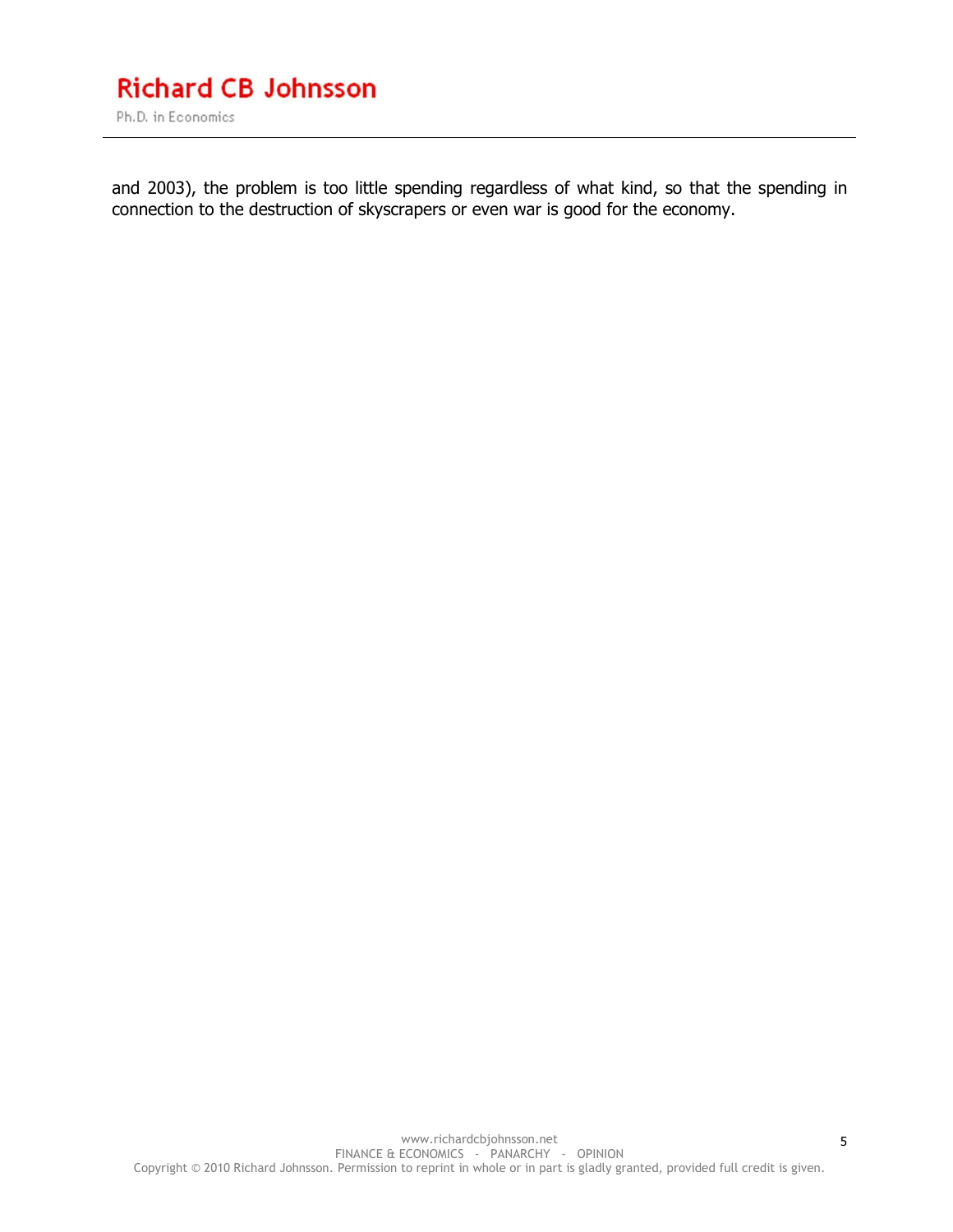and 2003), the problem is too little spending regardless of what kind, so that the spending in connection to the destruction of skyscrapers or even war is good for the economy.